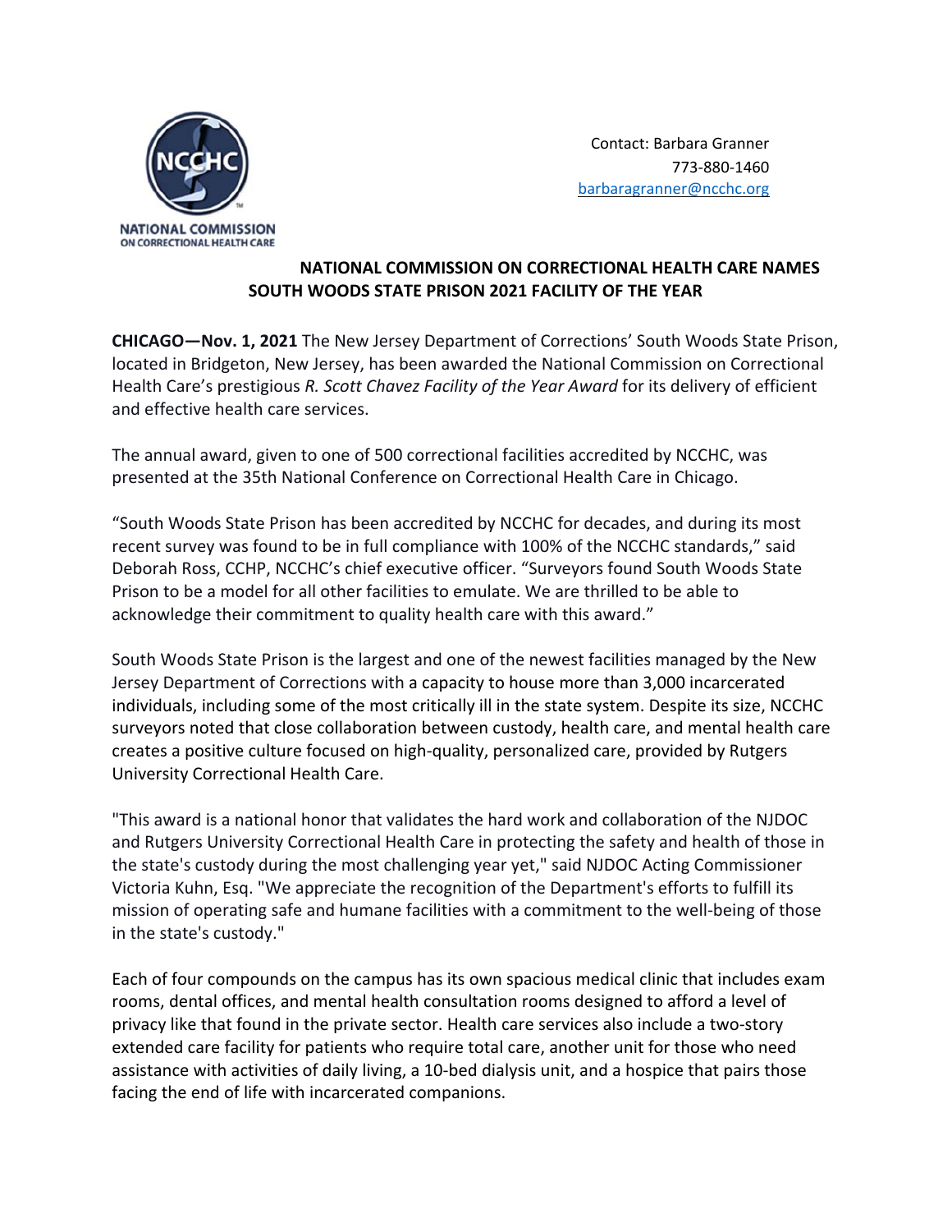NATIONAL COMMISSION ON CORRECTIONAL HEALTH CARE

Contact: Barbara Granner
773-880-1460
barbaragranner@ncchc.org

# NATIONAL COMMISSION ON CORRECTIONAL HEALTH CARE NAMES SOUTH WOODS STATE PRISON 2021 FACILITY OF THE YEAR

**CHICAGO—Nov. 1, 2021** The New Jersey Department of Corrections' South Woods State Prison, located in Bridgeton, New Jersey, has been awarded the National Commission on Correctional Health Care's prestigious *R. Scott Chavez Facility of the Year Award* for its delivery of efficient and effective health care services.

The annual award, given to one of 500 correctional facilities accredited by NCCHC, was presented at the 35th National Conference on Correctional Health Care in Chicago.

"South Woods State Prison has been accredited by NCCHC for decades, and during its most recent survey was found to be in full compliance with 100% of the NCCHC standards," said Deborah Ross, CCHP, NCCHC's chief executive officer. "Surveyors found South Woods State Prison to be a model for all other facilities to emulate. We are thrilled to be able to acknowledge their commitment to quality health care with this award."

South Woods State Prison is the largest and one of the newest facilities managed by the New Jersey Department of Corrections with a capacity to house more than 3,000 incarcerated individuals, including some of the most critically ill in the state system. Despite its size, NCCHC surveyors noted that close collaboration between custody, health care, and mental health care creates a positive culture focused on high-quality, personalized care, provided by Rutgers University Correctional Health Care.

"This award is a national honor that validates the hard work and collaboration of the NJDOC and Rutgers University Correctional Health Care in protecting the safety and health of those in the state's custody during the most challenging year yet," said NJDOC Acting Commissioner Victoria Kuhn, Esq. "We appreciate the recognition of the Department's efforts to fulfill its mission of operating safe and humane facilities with a commitment to the well-being of those in the state's custody."

Each of four compounds on the campus has its own spacious medical clinic that includes exam rooms, dental offices, and mental health consultation rooms designed to afford a level of privacy like that found in the private sector. Health care services also include a two-story extended care facility for patients who require total care, another unit for those who need assistance with activities of daily living, a 10-bed dialysis unit, and a hospice that pairs those facing the end of life with incarcerated companions.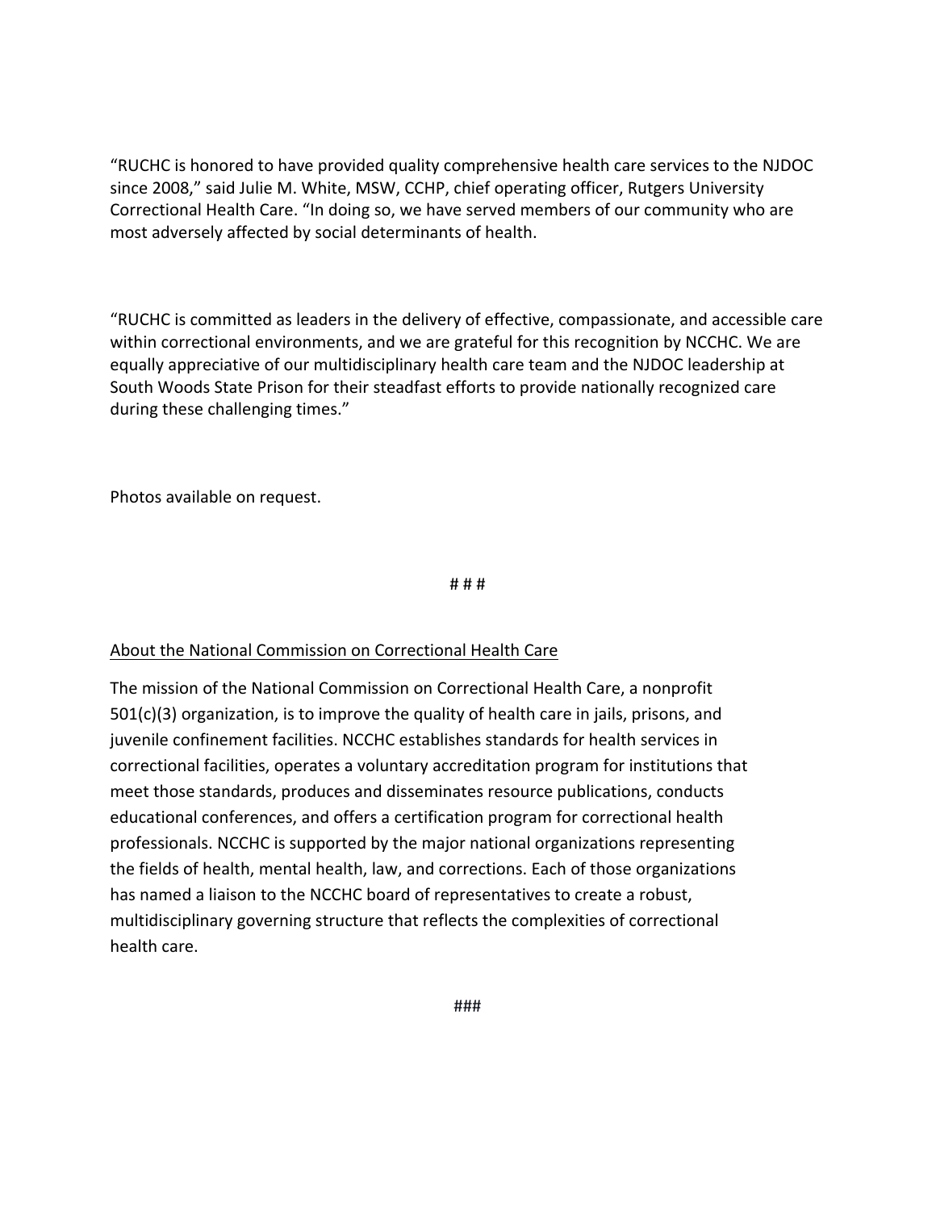"RUCHC is honored to have provided quality comprehensive health care services to the NJDOC since 2008," said Julie M. White, MSW, CCHP, chief operating officer, Rutgers University Correctional Health Care. "In doing so, we have served members of our community who are most adversely affected by social determinants of health.

"RUCHC is committed as leaders in the delivery of effective, compassionate, and accessible care within correctional environments, and we are grateful for this recognition by NCCHC. We are equally appreciative of our multidisciplinary health care team and the NJDOC leadership at South Woods State Prison for their steadfast efforts to provide nationally recognized care during these challenging times."

Photos available on request.

# # #

About the National Commission on Correctional Health Care

The mission of the National Commission on Correctional Health Care, a nonprofit 501(c)(3) organization, is to improve the quality of health care in jails, prisons, and juvenile confinement facilities. NCCHC establishes standards for health services in correctional facilities, operates a voluntary accreditation program for institutions that meet those standards, produces and disseminates resource publications, conducts educational conferences, and offers a certification program for correctional health professionals. NCCHC is supported by the major national organizations representing the fields of health, mental health, law, and corrections. Each of those organizations has named a liaison to the NCCHC board of representatives to create a robust, multidisciplinary governing structure that reflects the complexities of correctional health care.

###